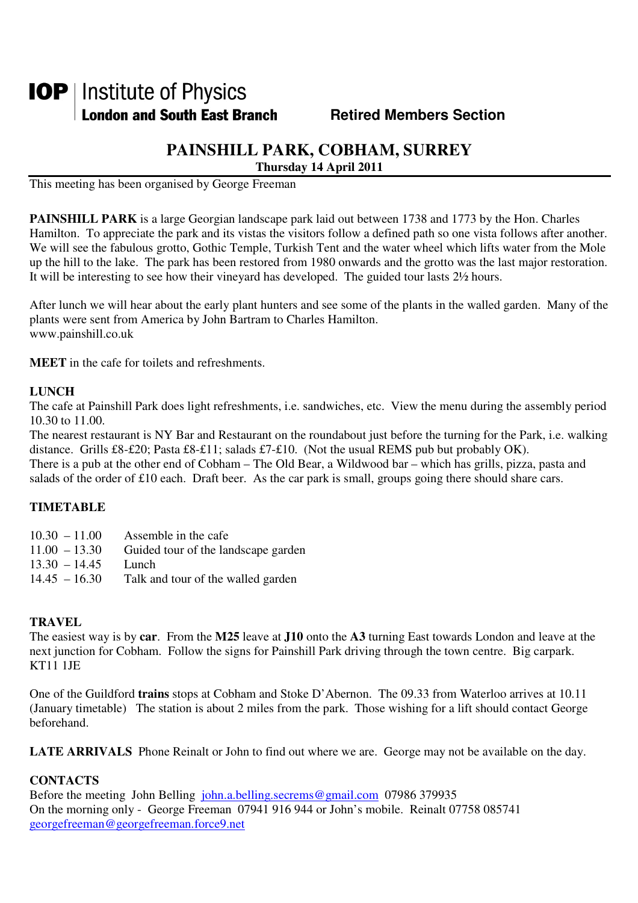**IOP** | Institute of Physics
**London and South East Branch** **Retired Members Section**

# PAINSHILL PARK, COBHAM, SURREY

**Thursday 14 April 2011**

This meeting has been organised by George Freeman

**PAINSHILL PARK** is a large Georgian landscape park laid out between 1738 and 1773 by the Hon. Charles Hamilton. To appreciate the park and its vistas the visitors follow a defined path so one vista follows after another. We will see the fabulous grotto, Gothic Temple, Turkish Tent and the water wheel which lifts water from the Mole up the hill to the lake. The park has been restored from 1980 onwards and the grotto was the last major restoration. It will be interesting to see how their vineyard has developed. The guided tour lasts 2½ hours.

After lunch we will hear about the early plant hunters and see some of the plants in the walled garden. Many of the plants were sent from America by John Bartram to Charles Hamilton.
www.painshill.co.uk

**MEET** in the cafe for toilets and refreshments.

**LUNCH**
The cafe at Painshill Park does light refreshments, i.e. sandwiches, etc. View the menu during the assembly period 10.30 to 11.00.
The nearest restaurant is NY Bar and Restaurant on the roundabout just before the turning for the Park, i.e. walking distance. Grills £8-£20; Pasta £8-£11; salads £7-£10. (Not the usual REMS pub but probably OK).
There is a pub at the other end of Cobham – The Old Bear, a Wildwood bar – which has grills, pizza, pasta and salads of the order of £10 each. Draft beer. As the car park is small, groups going there should share cars.

**TIMETABLE**

| | |
|---|---|
| 10.30 – 11.00 | Assemble in the cafe |
| 11.00 – 13.30 | Guided tour of the landscape garden |
| 13.30 – 14.45 | Lunch |
| 14.45 – 16.30 | Talk and tour of the walled garden |

**TRAVEL**
The easiest way is by **car**. From the **M25** leave at **J10** onto the **A3** turning East towards London and leave at the next junction for Cobham. Follow the signs for Painshill Park driving through the town centre. Big carpark. KT11 1JE

One of the Guildford **trains** stops at Cobham and Stoke D'Abernon. The 09.33 from Waterloo arrives at 10.11 (January timetable) The station is about 2 miles from the park. Those wishing for a lift should contact George beforehand.

**LATE ARRIVALS** Phone Reinalt or John to find out where we are. George may not be available on the day.

**CONTACTS**
Before the meeting John Belling john.a.belling.secrems@gmail.com 07986 379935
On the morning only - George Freeman 07941 916 944 or John's mobile. Reinalt 07758 085741
georgefreeman@georgefreeman.force9.net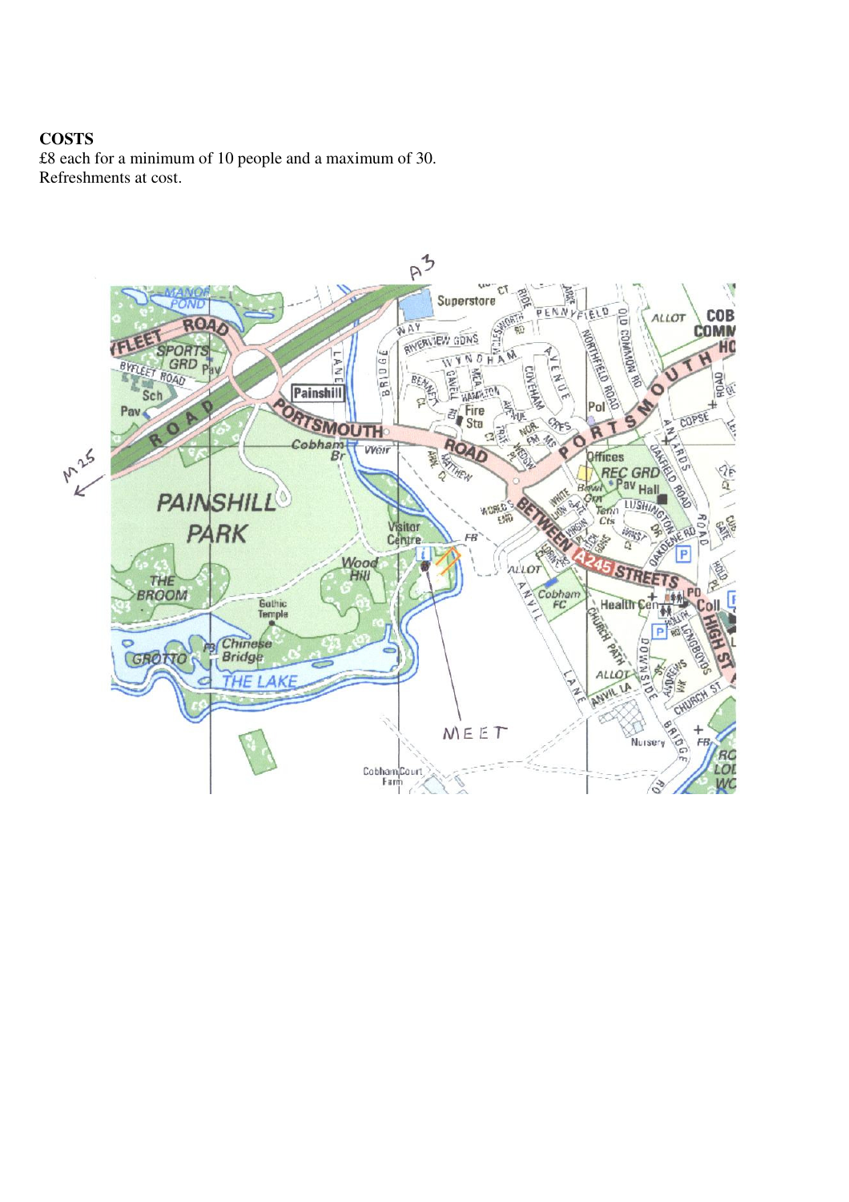**COSTS**
£8 each for a minimum of 10 people and a maximum of 30.
Refreshments at cost.